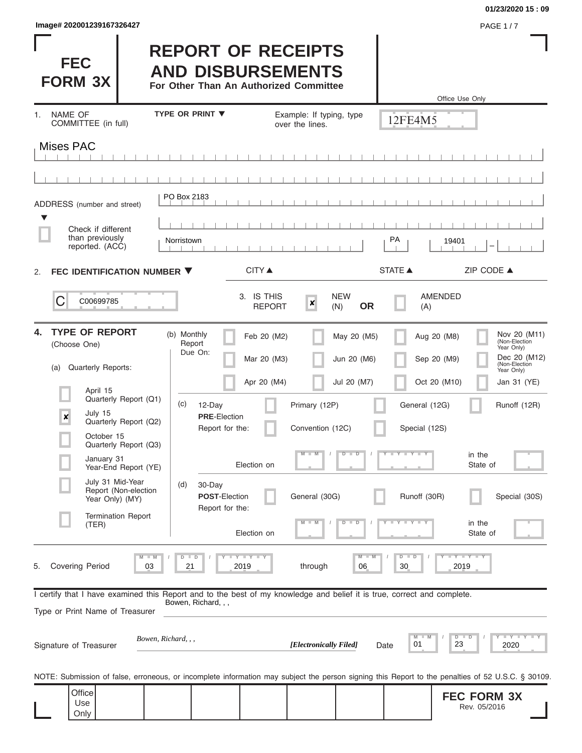Image# 202001239167326427

01/23/2020 15 : 09

# FEC FORM 3X

# REPORT OF RECEIPTS AND DISBURSEMENTS

**For Other Than An Authorized Committee**

Office Use Only

12FE4M5

1. NAME OF COMMITTEE (in full) — TYPE OR PRINT ▼ — Example: If typing, type over the lines.

Mises PAC

ADDRESS (number and street) ▼

PO Box 2183

☐ Check if different than previously reported. (ACC)

| CITY ▲ | STATE ▲ | ZIP CODE ▲ |
|---|---|---|
| Norristown | PA | 19401 |

2. **FEC IDENTIFICATION NUMBER ▼**

C C00699785

3. IS THIS REPORT ☒ NEW (N) **OR** ☐ AMENDED (A)

4. **TYPE OF REPORT** (Choose One)

(a) Quarterly Reports:

- ☐ April 15 Quarterly Report (Q1)
- ☒ July 15 Quarterly Report (Q2)
- ☐ October 15 Quarterly Report (Q3)
- ☐ January 31 Year-End Report (YE)
- ☐ July 31 Mid-Year Report (Non-election Year Only) (MY)
- ☐ Termination Report (TER)

(b) Monthly Report Due On:

| | | | |
|---|---|---|---|
| ☐ Feb 20 (M2) | ☐ May 20 (M5) | ☐ Aug 20 (M8) | ☐ Nov 20 (M11) (Non-Election Year Only) |
| ☐ Mar 20 (M3) | ☐ Jun 20 (M6) | ☐ Sep 20 (M9) | ☐ Dec 20 (M12) (Non-Election Year Only) |
| ☐ Apr 20 (M4) | ☐ Jul 20 (M7) | ☐ Oct 20 (M10) | ☐ Jan 31 (YE) |

(c) 12-Day **PRE**-Election Report for the: ☐ Primary (12P) ☐ General (12G) ☐ Runoff (12R) ☐ Convention (12C) ☐ Special (12S)

Election on MM / DD / YYYY in the State of

(d) 30-Day **POST**-Election Report for the: ☐ General (30G) ☐ Runoff (30R) ☐ Special (30S)

Election on MM / DD / YYYY in the State of

5. Covering Period 03 / 21 / 2019 through 06 / 30 / 2019

I certify that I have examined this Report and to the best of my knowledge and belief it is true, correct and complete.

Type or Print Name of Treasurer: Bowen, Richard, , ,

Signature of Treasurer: *Bowen, Richard, , ,* ***[Electronically Filed]*** Date 01 / 23 / 2020

NOTE: Submission of false, erroneous, or incomplete information may subject the person signing this Report to the penalties of 52 U.S.C. § 30109.

Office Use Only

**FEC FORM 3X**
Rev. 05/2016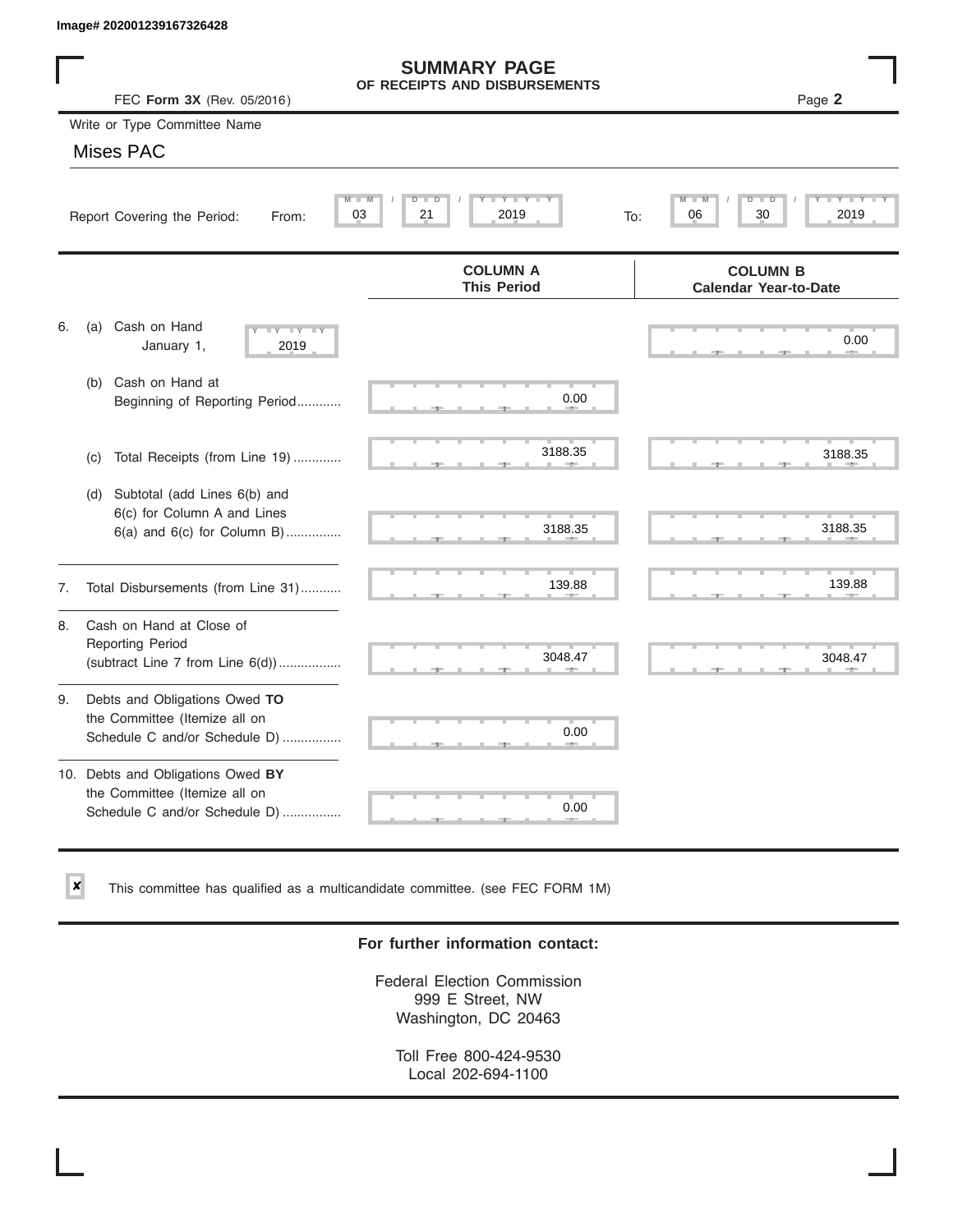Image# 202001239167326428

# SUMMARY PAGE
## OF RECEIPTS AND DISBURSEMENTS

FEC **Form 3X** (Rev. 05/2016)

Write or Type Committee Name

Mises PAC

Report Covering the Period: From: 03 / 21 / 2019 To: 06 / 30 / 2019

| | | COLUMN A This Period | COLUMN B Calendar Year-to-Date |
|---|---|---|---|
| 6. | (a) Cash on Hand January 1, 2019 | | 0.00 |
| | (b) Cash on Hand at Beginning of Reporting Period........... | 0.00 | |
| | (c) Total Receipts (from Line 19)............. | 3188.35 | 3188.35 |
| | (d) Subtotal (add Lines 6(b) and 6(c) for Column A and Lines 6(a) and 6(c) for Column B)............... | 3188.35 | 3188.35 |
| 7. | Total Disbursements (from Line 31)........... | 139.88 | 139.88 |
| 8. | Cash on Hand at Close of Reporting Period (subtract Line 7 from Line 6(d)).................. | 3048.47 | 3048.47 |
| 9. | Debts and Obligations Owed **TO** the Committee (Itemize all on Schedule C and/or Schedule D)................ | 0.00 | |
| 10. | Debts and Obligations Owed **BY** the Committee (Itemize all on Schedule C and/or Schedule D)................ | 0.00 | |

☒ This committee has qualified as a multicandidate committee. (see FEC FORM 1M)

**For further information contact:**

Federal Election Commission
999 E Street, NW
Washington, DC 20463

Toll Free 800-424-9530
Local 202-694-1100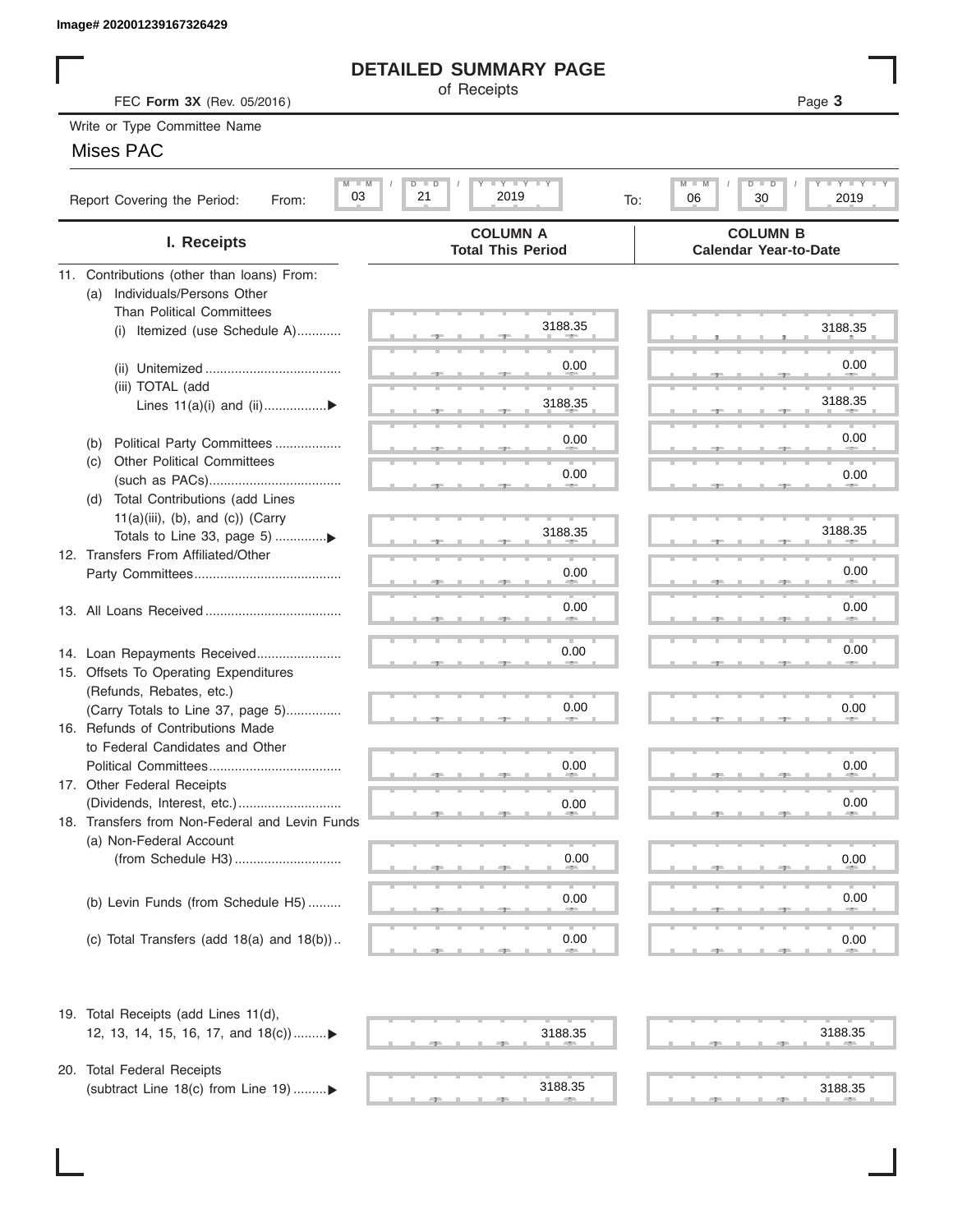Image# 202001239167326429

# DETAILED SUMMARY PAGE

of Receipts

FEC **Form 3X** (Rev. 05/2016)

Write or Type Committee Name

Mises PAC

Report Covering the Period: From: 03 / 21 / 2019 To: 06 / 30 / 2019

| I. Receipts | COLUMN A Total This Period | COLUMN B Calendar Year-to-Date |
|---|---|---|
| 11. Contributions (other than loans) From: | | |
| (a) Individuals/Persons Other Than Political Committees | | |
| (i) Itemized (use Schedule A) | 3188.35 | 3188.35 |
| (ii) Unitemized | 0.00 | 0.00 |
| (iii) TOTAL (add Lines 11(a)(i) and (ii) | 3188.35 | 3188.35 |
| (b) Political Party Committees | 0.00 | 0.00 |
| (c) Other Political Committees (such as PACs) | 0.00 | 0.00 |
| (d) Total Contributions (add Lines 11(a)(iii), (b), and (c)) (Carry Totals to Line 33, page 5) | 3188.35 | 3188.35 |
| 12. Transfers From Affiliated/Other Party Committees | 0.00 | 0.00 |
| 13. All Loans Received | 0.00 | 0.00 |
| 14. Loan Repayments Received | 0.00 | 0.00 |
| 15. Offsets To Operating Expenditures (Refunds, Rebates, etc.) (Carry Totals to Line 37, page 5) | 0.00 | 0.00 |
| 16. Refunds of Contributions Made to Federal Candidates and Other Political Committees | 0.00 | 0.00 |
| 17. Other Federal Receipts (Dividends, Interest, etc.) | 0.00 | 0.00 |
| 18. Transfers from Non-Federal and Levin Funds | | |
| (a) Non-Federal Account (from Schedule H3) | 0.00 | 0.00 |
| (b) Levin Funds (from Schedule H5) | 0.00 | 0.00 |
| (c) Total Transfers (add 18(a) and 18(b)) | 0.00 | 0.00 |
| 19. Total Receipts (add Lines 11(d), 12, 13, 14, 15, 16, 17, and 18(c)) | 3188.35 | 3188.35 |
| 20. Total Federal Receipts (subtract Line 18(c) from Line 19) | 3188.35 | 3188.35 |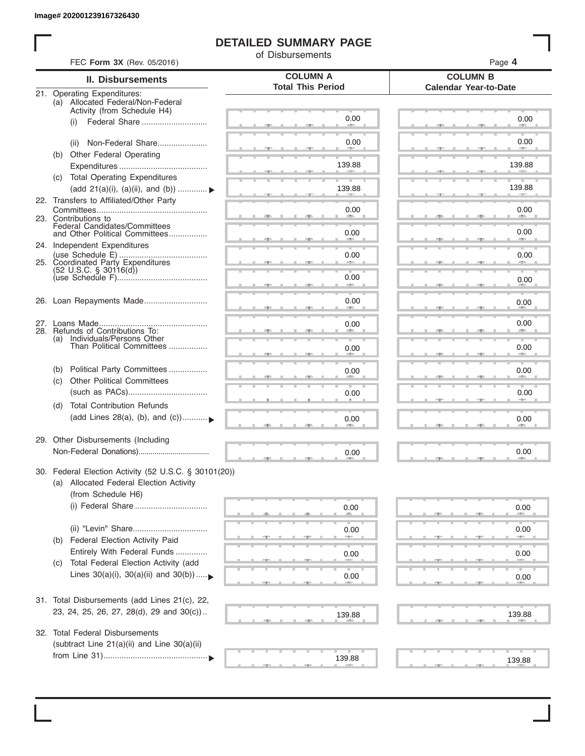Image# 202001239167326430

# DETAILED SUMMARY PAGE

of Disbursements

FEC **Form 3X** (Rev. 05/2016)

Page **4**

| II. Disbursements | COLUMN A Total This Period | COLUMN B Calendar Year-to-Date |
|---|---|---|
| 21. Operating Expenditures: | | |
| (a) Allocated Federal/Non-Federal Activity (from Schedule H4) | | |
| (i) Federal Share | 0.00 | 0.00 |
| (ii) Non-Federal Share | 0.00 | 0.00 |
| (b) Other Federal Operating Expenditures | 139.88 | 139.88 |
| (c) Total Operating Expenditures (add 21(a)(i), (a)(ii), and (b)) | 139.88 | 139.88 |
| 22. Transfers to Affiliated/Other Party Committees | 0.00 | 0.00 |
| 23. Contributions to Federal Candidates/Committees and Other Political Committees | 0.00 | 0.00 |
| 24. Independent Expenditures (use Schedule E) | 0.00 | 0.00 |
| 25. Coordinated Party Expenditures (52 U.S.C. § 30116(d)) (use Schedule F) | 0.00 | 0.00 |
| 26. Loan Repayments Made | 0.00 | 0.00 |
| 27. Loans Made | 0.00 | 0.00 |
| 28. Refunds of Contributions To: | | |
| (a) Individuals/Persons Other Than Political Committees | 0.00 | 0.00 |
| (b) Political Party Committees | 0.00 | 0.00 |
| (c) Other Political Committees (such as PACs) | 0.00 | 0.00 |
| (d) Total Contribution Refunds (add Lines 28(a), (b), and (c)) | 0.00 | 0.00 |
| 29. Other Disbursements (Including Non-Federal Donations) | 0.00 | 0.00 |
| 30. Federal Election Activity (52 U.S.C. § 30101(20)) | | |
| (a) Allocated Federal Election Activity (from Schedule H6) | | |
| (i) Federal Share | 0.00 | 0.00 |
| (ii) "Levin" Share | 0.00 | 0.00 |
| (b) Federal Election Activity Paid Entirely With Federal Funds | 0.00 | 0.00 |
| (c) Total Federal Election Activity (add Lines 30(a)(i), 30(a)(ii) and 30(b)) | 0.00 | 0.00 |
| 31. Total Disbursements (add Lines 21(c), 22, 23, 24, 25, 26, 27, 28(d), 29 and 30(c)) | 139.88 | 139.88 |
| 32. Total Federal Disbursements (subtract Line 21(a)(ii) and Line 30(a)(ii) from Line 31) | 139.88 | 139.88 |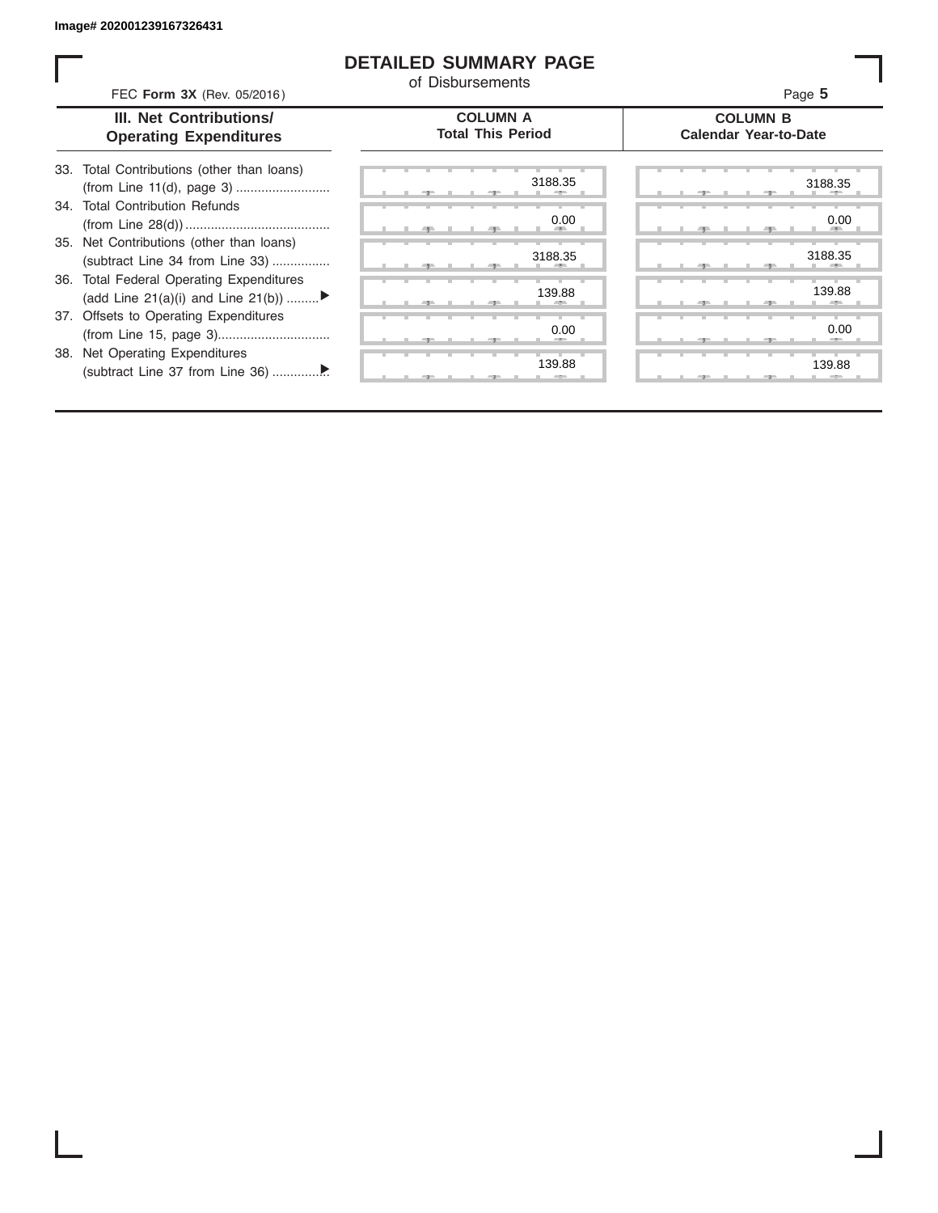Image# 202001239167326431

# DETAILED SUMMARY PAGE

of Disbursements

FEC **Form 3X** (Rev. 05/2016)

| III. Net Contributions/ Operating Expenditures | COLUMN A Total This Period | COLUMN B Calendar Year-to-Date |
|---|---|---|
| 33. Total Contributions (other than loans) (from Line 11(d), page 3) | 3188.35 | 3188.35 |
| 34. Total Contribution Refunds (from Line 28(d)) | 0.00 | 0.00 |
| 35. Net Contributions (other than loans) (subtract Line 34 from Line 33) | 3188.35 | 3188.35 |
| 36. Total Federal Operating Expenditures (add Line 21(a)(i) and Line 21(b)) ▶ | 139.88 | 139.88 |
| 37. Offsets to Operating Expenditures (from Line 15, page 3) | 0.00 | 0.00 |
| 38. Net Operating Expenditures (subtract Line 37 from Line 36) ▶ | 139.88 | 139.88 |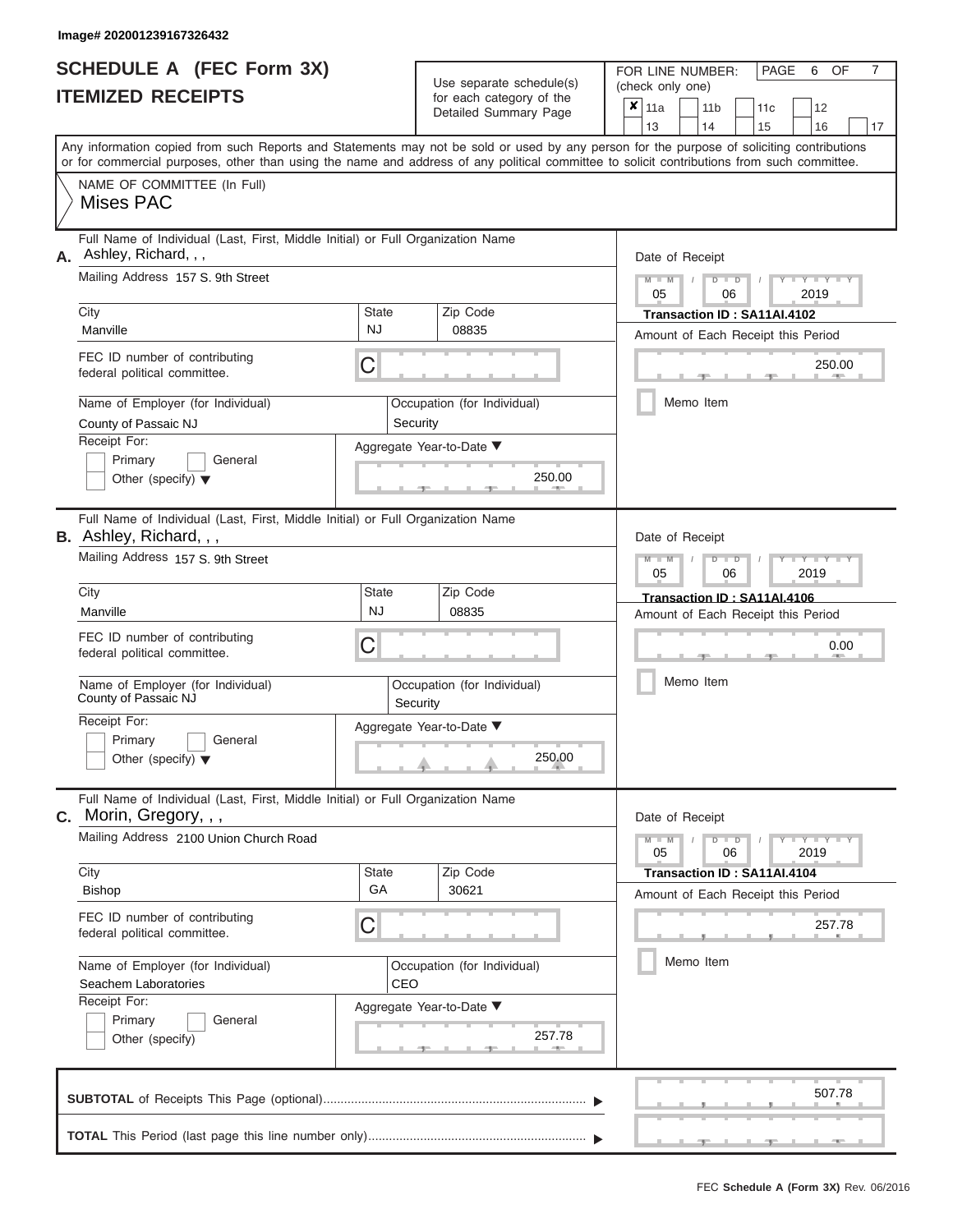Image# 202001239167326432

# SCHEDULE A (FEC Form 3X)
# ITEMIZED RECEIPTS

Use separate schedule(s) for each category of the Detailed Summary Page

FOR LINE NUMBER: (check only one)

- [x] 11a
- [ ] 11b
- [ ] 11c
- [ ] 12
- [ ] 13
- [ ] 14
- [ ] 15
- [ ] 16
- [ ] 17

PAGE 6 OF 7

Any information copied from such Reports and Statements may not be sold or used by any person for the purpose of soliciting contributions or for commercial purposes, other than using the name and address of any political committee to solicit contributions from such committee.

NAME OF COMMITTEE (In Full)
Mises PAC

---

**A.** Full Name of Individual (Last, First, Middle Initial) or Full Organization Name: Ashley, Richard, , ,

Mailing Address: 157 S. 9th Street

City: Manville | State: NJ | Zip Code: 08835

FEC ID number of contributing federal political committee: C

Name of Employer (for Individual): County of Passaic NJ

Occupation (for Individual): Security

Receipt For: Primary / General / Other (specify)

Aggregate Year-to-Date: 250.00

Date of Receipt: 05 / 06 / 2019

Transaction ID : SA11AI.4102

Amount of Each Receipt this Period: 250.00

Memo Item

---

**B.** Full Name of Individual (Last, First, Middle Initial) or Full Organization Name: Ashley, Richard, , ,

Mailing Address: 157 S. 9th Street

City: Manville | State: NJ | Zip Code: 08835

FEC ID number of contributing federal political committee: C

Name of Employer (for Individual): County of Passaic NJ

Occupation (for Individual): Security

Receipt For: Primary / General / Other (specify)

Aggregate Year-to-Date: 250.00

Date of Receipt: 05 / 06 / 2019

Transaction ID : SA11AI.4106

Amount of Each Receipt this Period: 0.00

Memo Item

---

**C.** Full Name of Individual (Last, First, Middle Initial) or Full Organization Name: Morin, Gregory, , ,

Mailing Address: 2100 Union Church Road

City: Bishop | State: GA | Zip Code: 30621

FEC ID number of contributing federal political committee: C

Name of Employer (for Individual): Seachem Laboratories

Occupation (for Individual): CEO

Receipt For: Primary / General / Other (specify)

Aggregate Year-to-Date: 257.78

Date of Receipt: 05 / 06 / 2019

Transaction ID : SA11AI.4104

Amount of Each Receipt this Period: 257.78

Memo Item

---

**SUBTOTAL** of Receipts This Page (optional): 507.78

**TOTAL** This Period (last page this line number only):

FEC **Schedule A (Form 3X)** Rev. 06/2016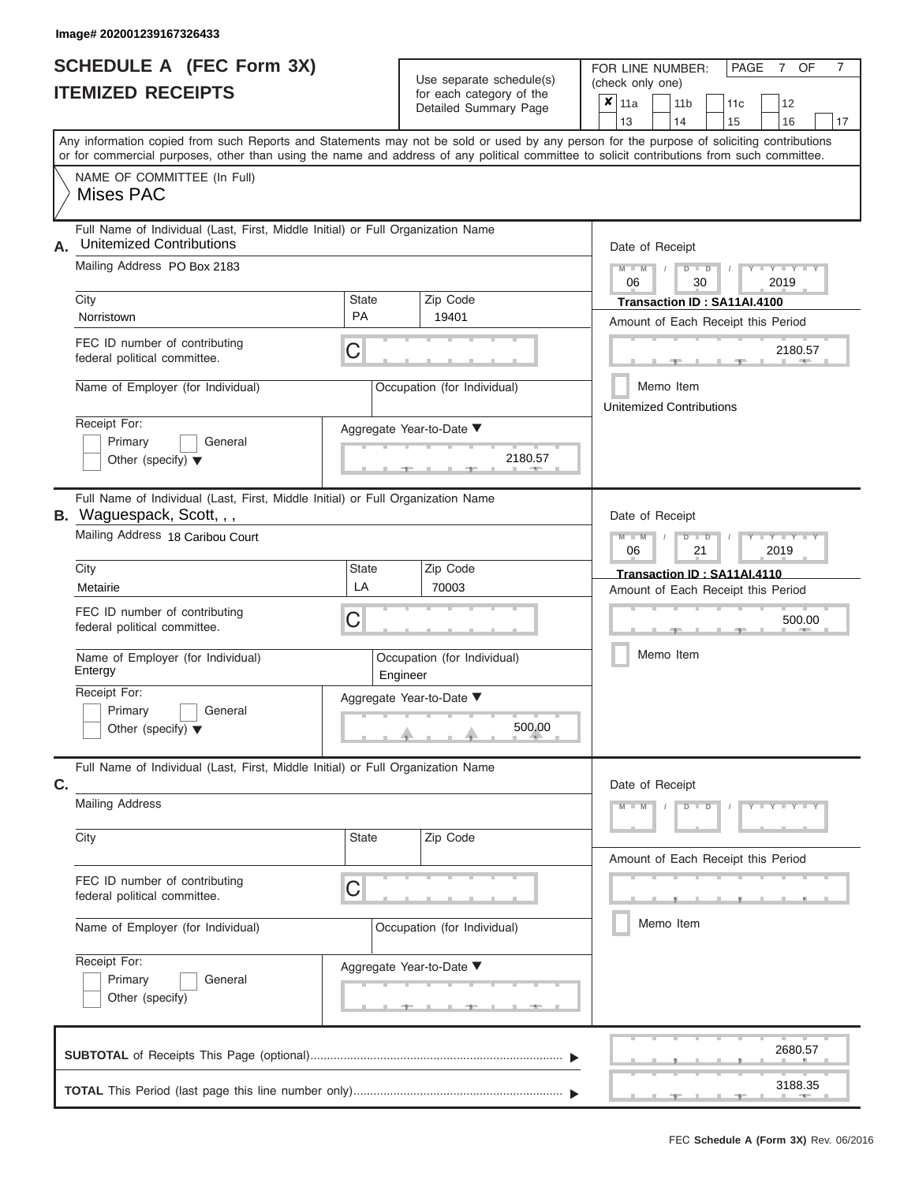Image# 202001239167326433

# SCHEDULE A (FEC Form 3X)
# ITEMIZED RECEIPTS

Use separate schedule(s) for each category of the Detailed Summary Page

FOR LINE NUMBER: (check only one)

- [x] 11a
- [ ] 11b
- [ ] 11c
- [ ] 12
- [ ] 13
- [ ] 14
- [ ] 15
- [ ] 16
- [ ] 17

PAGE 7 OF 7

Any information copied from such Reports and Statements may not be sold or used by any person for the purpose of soliciting contributions or for commercial purposes, other than using the name and address of any political committee to solicit contributions from such committee.

NAME OF COMMITTEE (In Full)
Mises PAC

---

**A.** Full Name of Individual (Last, First, Middle Initial) or Full Organization Name: Unitemized Contributions

Mailing Address: PO Box 2183

City: Norristown | State: PA | Zip Code: 19401

FEC ID number of contributing federal political committee: C

Name of Employer (for Individual):

Occupation (for Individual):

Receipt For: [ ] Primary [ ] General [ ] Other (specify)

Aggregate Year-to-Date: 2180.57

Date of Receipt: 06 / 30 / 2019

Transaction ID : SA11AI.4100

Amount of Each Receipt this Period: 2180.57

[ ] Memo Item

Unitemized Contributions

---

**B.** Full Name of Individual (Last, First, Middle Initial) or Full Organization Name: Waguespack, Scott, , ,

Mailing Address: 18 Caribou Court

City: Metairie | State: LA | Zip Code: 70003

FEC ID number of contributing federal political committee: C

Name of Employer (for Individual): Entergy

Occupation (for Individual): Engineer

Receipt For: [ ] Primary [ ] General [ ] Other (specify)

Aggregate Year-to-Date: 500.00

Date of Receipt: 06 / 21 / 2019

Transaction ID : SA11AI.4110

Amount of Each Receipt this Period: 500.00

[ ] Memo Item

---

**C.** Full Name of Individual (Last, First, Middle Initial) or Full Organization Name:

Mailing Address:

City: | State: | Zip Code:

FEC ID number of contributing federal political committee: C

Name of Employer (for Individual):

Occupation (for Individual):

Receipt For: [ ] Primary [ ] General [ ] Other (specify)

Aggregate Year-to-Date:

Date of Receipt: M M / D D / Y Y Y Y

Amount of Each Receipt this Period:

[ ] Memo Item

---

**SUBTOTAL** of Receipts This Page (optional): 2680.57

**TOTAL** This Period (last page this line number only): 3188.35

FEC Schedule A (Form 3X) Rev. 06/2016